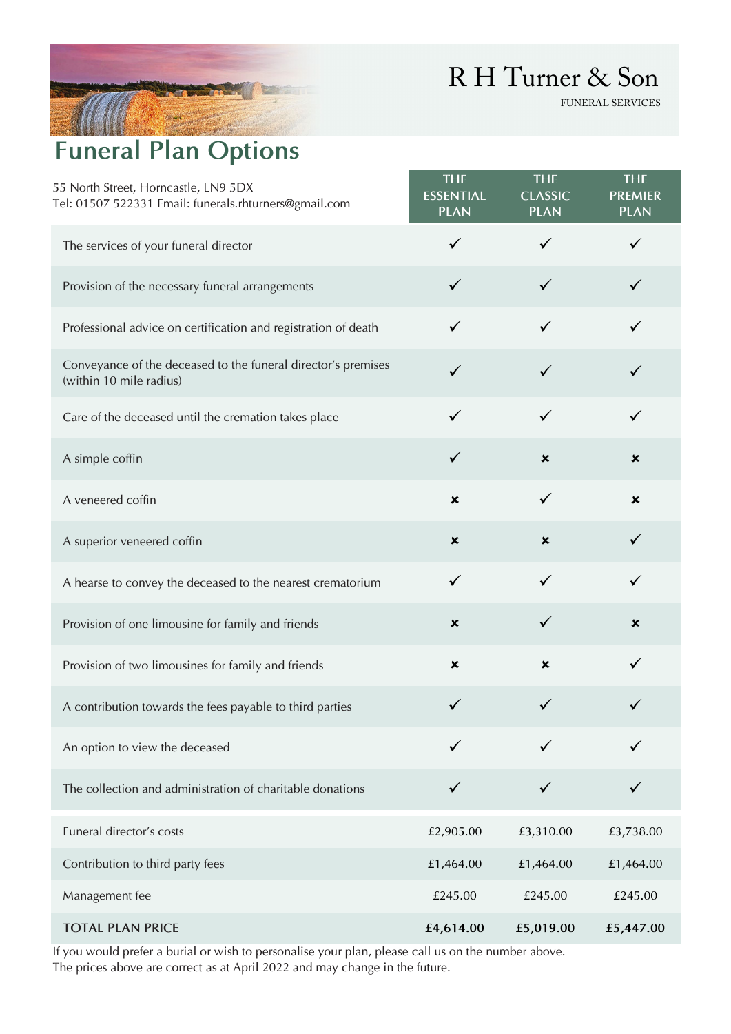R H Turner & Son

FUNERAL SERVICES

# Funeral Plan Options

55 North Street, Horncastle, LN9 5DX
Tel: 01507 522331 Email: funerals.rhturners@gmail.com

| | THE ESSENTIAL PLAN | THE CLASSIC PLAN | THE PREMIER PLAN |
|---|---|---|---|
| The services of your funeral director | ✓ | ✓ | ✓ |
| Provision of the necessary funeral arrangements | ✓ | ✓ | ✓ |
| Professional advice on certification and registration of death | ✓ | ✓ | ✓ |
| Conveyance of the deceased to the funeral director's premises (within 10 mile radius) | ✓ | ✓ | ✓ |
| Care of the deceased until the cremation takes place | ✓ | ✓ | ✓ |
| A simple coffin | ✓ | ✗ | ✗ |
| A veneered coffin | ✗ | ✓ | ✗ |
| A superior veneered coffin | ✗ | ✗ | ✓ |
| A hearse to convey the deceased to the nearest crematorium | ✓ | ✓ | ✓ |
| Provision of one limousine for family and friends | ✗ | ✓ | ✗ |
| Provision of two limousines for family and friends | ✗ | ✗ | ✓ |
| A contribution towards the fees payable to third parties | ✓ | ✓ | ✓ |
| An option to view the deceased | ✓ | ✓ | ✓ |
| The collection and administration of charitable donations | ✓ | ✓ | ✓ |
| Funeral director's costs | £2,905.00 | £3,310.00 | £3,738.00 |
| Contribution to third party fees | £1,464.00 | £1,464.00 | £1,464.00 |
| Management fee | £245.00 | £245.00 | £245.00 |
| **TOTAL PLAN PRICE** | **£4,614.00** | **£5,019.00** | **£5,447.00** |

If you would prefer a burial or wish to personalise your plan, please call us on the number above.
The prices above are correct as at April 2022 and may change in the future.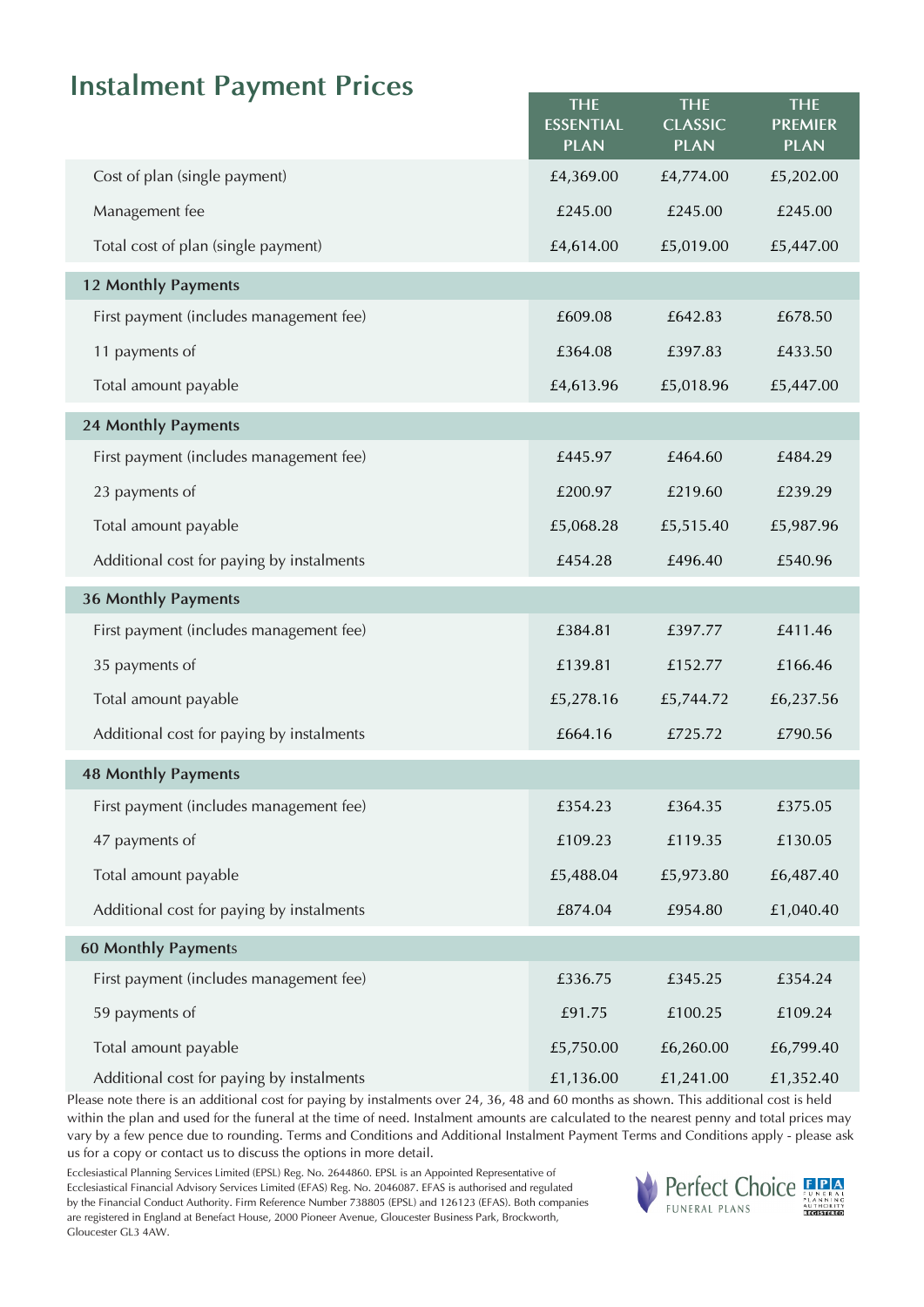# Instalment Payment Prices

| | THE ESSENTIAL PLAN | THE CLASSIC PLAN | THE PREMIER PLAN |
|---|---|---|---|
| Cost of plan (single payment) | £4,369.00 | £4,774.00 | £5,202.00 |
| Management fee | £245.00 | £245.00 | £245.00 |
| Total cost of plan (single payment) | £4,614.00 | £5,019.00 | £5,447.00 |
| **12 Monthly Payments** | | | |
| First payment (includes management fee) | £609.08 | £642.83 | £678.50 |
| 11 payments of | £364.08 | £397.83 | £433.50 |
| Total amount payable | £4,613.96 | £5,018.96 | £5,447.00 |
| **24 Monthly Payments** | | | |
| First payment (includes management fee) | £445.97 | £464.60 | £484.29 |
| 23 payments of | £200.97 | £219.60 | £239.29 |
| Total amount payable | £5,068.28 | £5,515.40 | £5,987.96 |
| Additional cost for paying by instalments | £454.28 | £496.40 | £540.96 |
| **36 Monthly Payments** | | | |
| First payment (includes management fee) | £384.81 | £397.77 | £411.46 |
| 35 payments of | £139.81 | £152.77 | £166.46 |
| Total amount payable | £5,278.16 | £5,744.72 | £6,237.56 |
| Additional cost for paying by instalments | £664.16 | £725.72 | £790.56 |
| **48 Monthly Payments** | | | |
| First payment (includes management fee) | £354.23 | £364.35 | £375.05 |
| 47 payments of | £109.23 | £119.35 | £130.05 |
| Total amount payable | £5,488.04 | £5,973.80 | £6,487.40 |
| Additional cost for paying by instalments | £874.04 | £954.80 | £1,040.40 |
| **60 Monthly Payments** | | | |
| First payment (includes management fee) | £336.75 | £345.25 | £354.24 |
| 59 payments of | £91.75 | £100.25 | £109.24 |
| Total amount payable | £5,750.00 | £6,260.00 | £6,799.40 |
| Additional cost for paying by instalments | £1,136.00 | £1,241.00 | £1,352.40 |

Please note there is an additional cost for paying by instalments over 24, 36, 48 and 60 months as shown. This additional cost is held within the plan and used for the funeral at the time of need. Instalment amounts are calculated to the nearest penny and total prices may vary by a few pence due to rounding. Terms and Conditions and Additional Instalment Payment Terms and Conditions apply - please ask us for a copy or contact us to discuss the options in more detail.

Ecclesiastical Planning Services Limited (EPSL) Reg. No. 2644860. EPSL is an Appointed Representative of Ecclesiastical Financial Advisory Services Limited (EFAS) Reg. No. 2046087. EFAS is authorised and regulated by the Financial Conduct Authority. Firm Reference Number 738805 (EPSL) and 126123 (EFAS). Both companies are registered in England at Benefact House, 2000 Pioneer Avenue, Gloucester Business Park, Brockworth, Gloucester GL3 4AW.

Perfect Choice FUNERAL PLANS

FPA FUNERAL PLANNING AUTHORITY REGISTERED